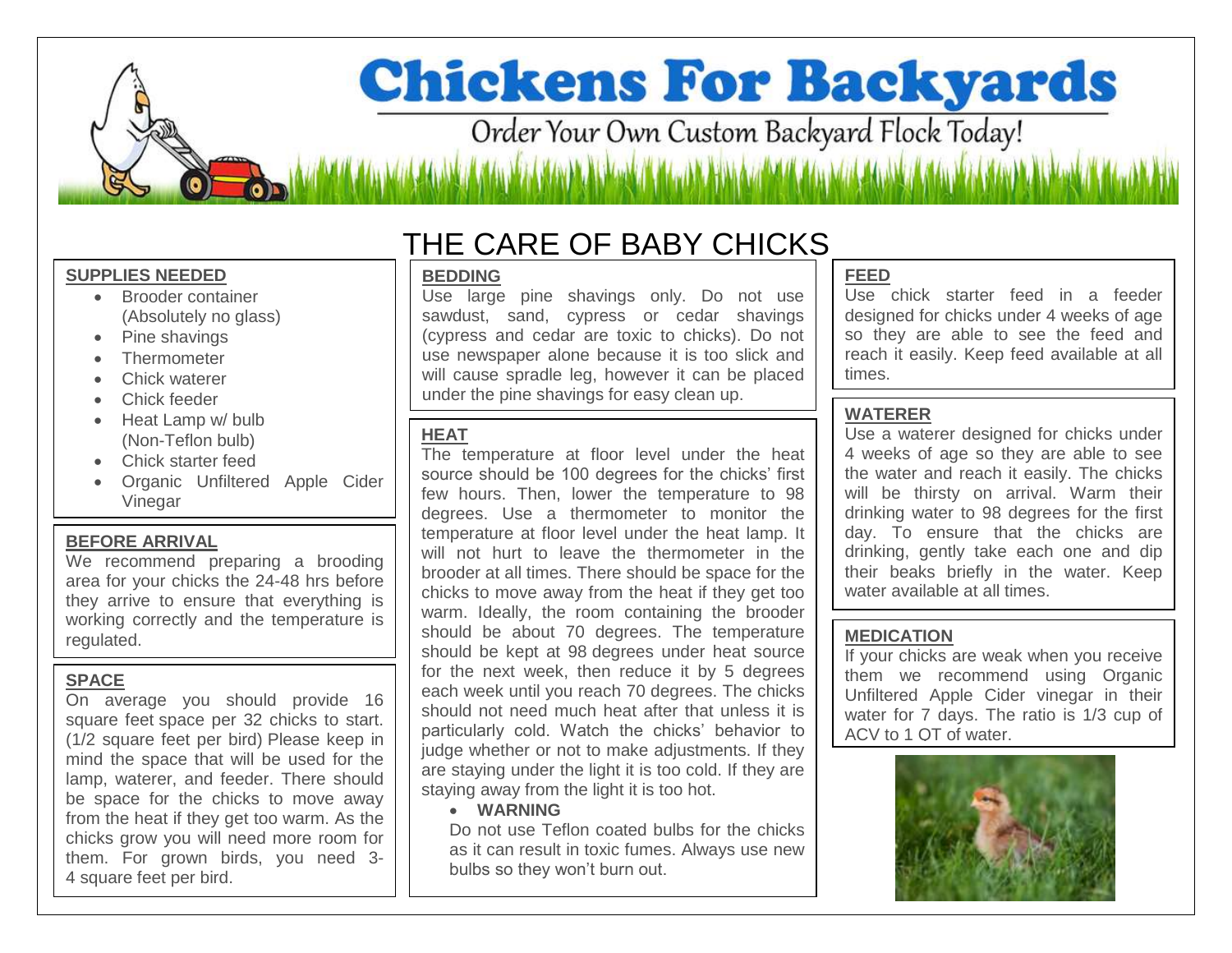# Chickens For Backyards

Order Your Own Custom Backyard Flock Today!

## THE CARE OF BABY CHICKS

### SUPPLIES NEEDED

- Brooder container (Absolutely no glass)
- Pine shavings
- Thermometer
- Chick waterer
- Chick feeder
- Heat Lamp w/ bulb (Non-Teflon bulb)
- Chick starter feed
- Organic Unfiltered Apple Cider Vinegar

### BEFORE ARRIVAL

We recommend preparing a brooding area for your chicks the 24-48 hrs before they arrive to ensure that everything is working correctly and the temperature is regulated.

### SPACE

On average you should provide 16 square feet space per 32 chicks to start. (1/2 square feet per bird) Please keep in mind the space that will be used for the lamp, waterer, and feeder. There should be space for the chicks to move away from the heat if they get too warm. As the chicks grow you will need more room for them. For grown birds, you need 3-4 square feet per bird.

### BEDDING

Use large pine shavings only. Do not use sawdust, sand, cypress or cedar shavings (cypress and cedar are toxic to chicks). Do not use newspaper alone because it is too slick and will cause spradle leg, however it can be placed under the pine shavings for easy clean up.

### HEAT

The temperature at floor level under the heat source should be 100 degrees for the chicks' first few hours. Then, lower the temperature to 98 degrees. Use a thermometer to monitor the temperature at floor level under the heat lamp. It will not hurt to leave the thermometer in the brooder at all times. There should be space for the chicks to move away from the heat if they get too warm. Ideally, the room containing the brooder should be about 70 degrees. The temperature should be kept at 98 degrees under heat source for the next week, then reduce it by 5 degrees each week until you reach 70 degrees. The chicks should not need much heat after that unless it is particularly cold. Watch the chicks' behavior to judge whether or not to make adjustments. If they are staying under the light it is too cold. If they are staying away from the light it is too hot.

- **WARNING**

  Do not use Teflon coated bulbs for the chicks as it can result in toxic fumes. Always use new bulbs so they won't burn out.

### FEED

Use chick starter feed in a feeder designed for chicks under 4 weeks of age so they are able to see the feed and reach it easily. Keep feed available at all times.

### WATERER

Use a waterer designed for chicks under 4 weeks of age so they are able to see the water and reach it easily. The chicks will be thirsty on arrival. Warm their drinking water to 98 degrees for the first day. To ensure that the chicks are drinking, gently take each one and dip their beaks briefly in the water. Keep water available at all times.

### MEDICATION

If your chicks are weak when you receive them we recommend using Organic Unfiltered Apple Cider vinegar in their water for 7 days. The ratio is 1/3 cup of ACV to 1 QT of water.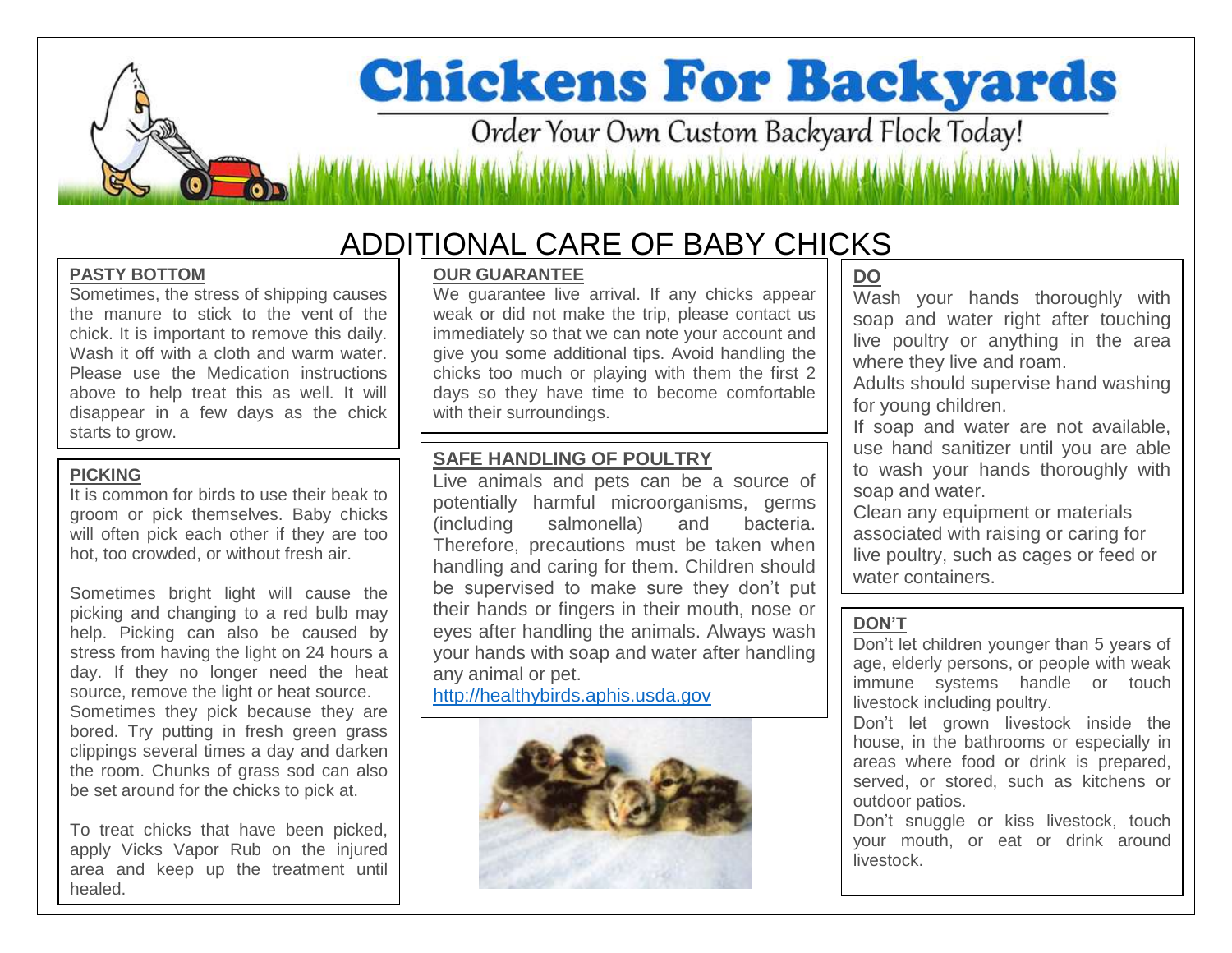# Chickens For Backyards

Order Your Own Custom Backyard Flock Today!

## ADDITIONAL CARE OF BABY CHICKS

### PASTY BOTTOM

Sometimes, the stress of shipping causes the manure to stick to the vent of the chick. It is important to remove this daily. Wash it off with a cloth and warm water. Please use the Medication instructions above to help treat this as well. It will disappear in a few days as the chick starts to grow.

### PICKING

It is common for birds to use their beak to groom or pick themselves. Baby chicks will often pick each other if they are too hot, too crowded, or without fresh air.

Sometimes bright light will cause the picking and changing to a red bulb may help. Picking can also be caused by stress from having the light on 24 hours a day. If they no longer need the heat source, remove the light or heat source. Sometimes they pick because they are bored. Try putting in fresh green grass clippings several times a day and darken the room. Chunks of grass sod can also be set around for the chicks to pick at.

To treat chicks that have been picked, apply Vicks Vapor Rub on the injured area and keep up the treatment until healed.

### OUR GUARANTEE

We guarantee live arrival. If any chicks appear weak or did not make the trip, please contact us immediately so that we can note your account and give you some additional tips. Avoid handling the chicks too much or playing with them the first 2 days so they have time to become comfortable with their surroundings.

### SAFE HANDLING OF POULTRY

Live animals and pets can be a source of potentially harmful microorganisms, germs (including salmonella) and bacteria. Therefore, precautions must be taken when handling and caring for them. Children should be supervised to make sure they don't put their hands or fingers in their mouth, nose or eyes after handling the animals. Always wash your hands with soap and water after handling any animal or pet.

http://healthybirds.aphis.usda.gov

### DO

Wash your hands thoroughly with soap and water right after touching live poultry or anything in the area where they live and roam.

Adults should supervise hand washing for young children.

If soap and water are not available, use hand sanitizer until you are able to wash your hands thoroughly with soap and water.

Clean any equipment or materials associated with raising or caring for live poultry, such as cages or feed or water containers.

### DON'T

Don't let children younger than 5 years of age, elderly persons, or people with weak immune systems handle or touch livestock including poultry.

Don't let grown livestock inside the house, in the bathrooms or especially in areas where food or drink is prepared, served, or stored, such as kitchens or outdoor patios.

Don't snuggle or kiss livestock, touch your mouth, or eat or drink around livestock.